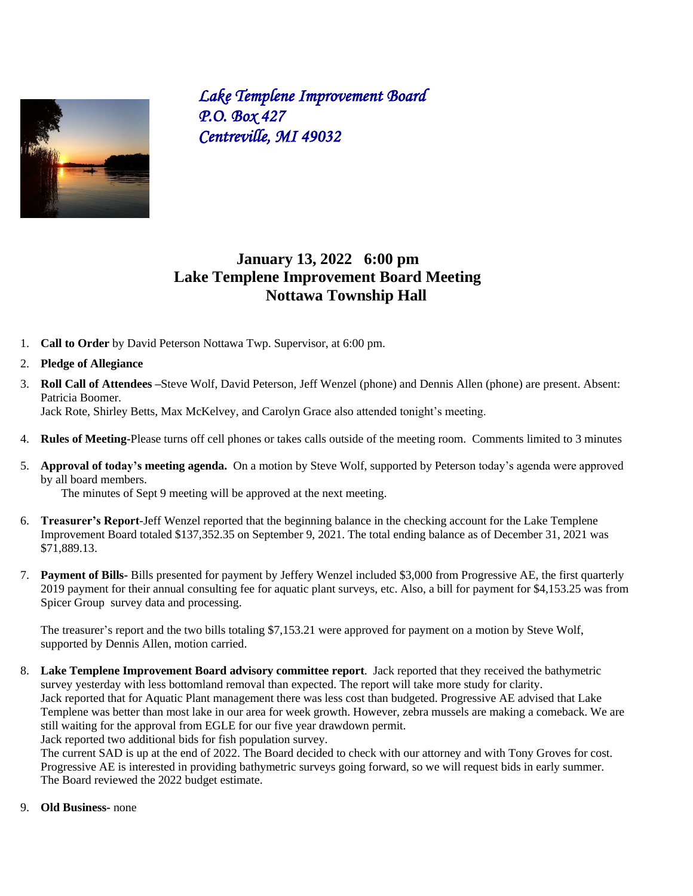*Lake Templene Improvement Board*
*P.O. Box 427*
*Centreville, MI 49032*

## January 13, 2022 6:00 pm
## Lake Templene Improvement Board Meeting
## Nottawa Township Hall

1. **Call to Order** by David Peterson Nottawa Twp. Supervisor, at 6:00 pm.
2. **Pledge of Allegiance**
3. **Roll Call of Attendees –**Steve Wolf, David Peterson, Jeff Wenzel (phone) and Dennis Allen (phone) are present. Absent: Patricia Boomer.
   Jack Rote, Shirley Betts, Max McKelvey, and Carolyn Grace also attended tonight's meeting.
4. **Rules of Meeting-**Please turns off cell phones or takes calls outside of the meeting room. Comments limited to 3 minutes
5. **Approval of today's meeting agenda.** On a motion by Steve Wolf, supported by Peterson today's agenda were approved by all board members.
   The minutes of Sept 9 meeting will be approved at the next meeting.
6. **Treasurer's Report**-Jeff Wenzel reported that the beginning balance in the checking account for the Lake Templene Improvement Board totaled $137,352.35 on September 9, 2021. The total ending balance as of December 31, 2021 was $71,889.13.
7. **Payment of Bills-** Bills presented for payment by Jeffery Wenzel included $3,000 from Progressive AE, the first quarterly 2019 payment for their annual consulting fee for aquatic plant surveys, etc. Also, a bill for payment for $4,153.25 was from Spicer Group survey data and processing.

   The treasurer's report and the two bills totaling $7,153.21 were approved for payment on a motion by Steve Wolf, supported by Dennis Allen, motion carried.
8. **Lake Templene Improvement Board advisory committee report**. Jack reported that they received the bathymetric survey yesterday with less bottomland removal than expected. The report will take more study for clarity.
   Jack reported that for Aquatic Plant management there was less cost than budgeted. Progressive AE advised that Lake Templene was better than most lake in our area for week growth. However, zebra mussels are making a comeback. We are still waiting for the approval from EGLE for our five year drawdown permit.
   Jack reported two additional bids for fish population survey.
   The current SAD is up at the end of 2022. The Board decided to check with our attorney and with Tony Groves for cost.
   Progressive AE is interested in providing bathymetric surveys going forward, so we will request bids in early summer.
   The Board reviewed the 2022 budget estimate.
9. **Old Business-** none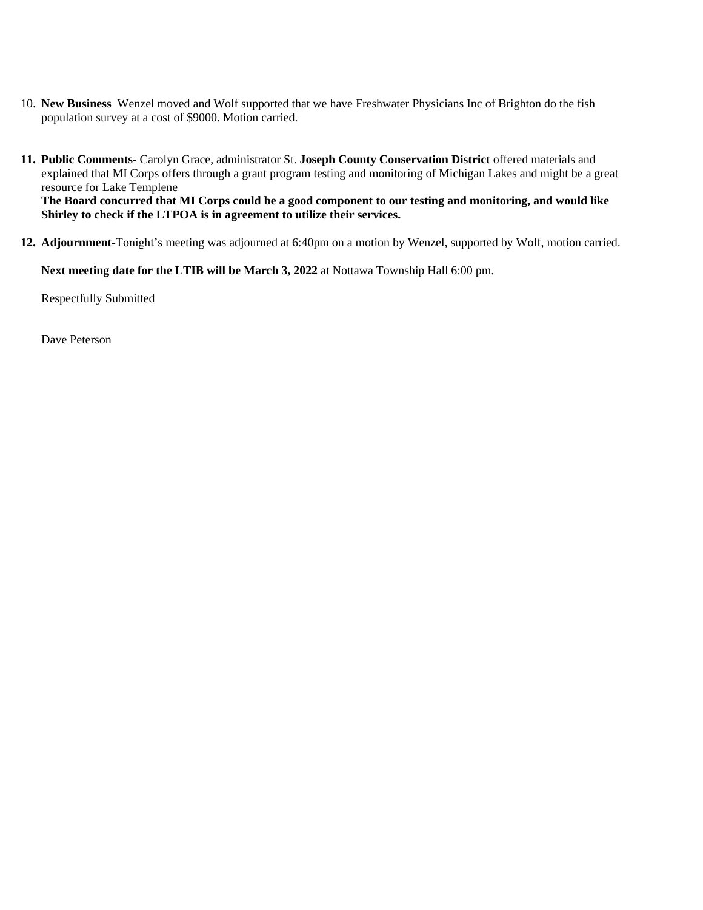10. **New Business** Wenzel moved and Wolf supported that we have Freshwater Physicians Inc of Brighton do the fish population survey at a cost of $9000. Motion carried.

11. **Public Comments**- Carolyn Grace, administrator St. **Joseph County Conservation District** offered materials and explained that MI Corps offers through a grant program testing and monitoring of Michigan Lakes and might be a great resource for Lake Templene
    **The Board concurred that MI Corps could be a good component to our testing and monitoring, and would like Shirley to check if the LTPOA is in agreement to utilize their services.**

12. **Adjournment**-Tonight's meeting was adjourned at 6:40pm on a motion by Wenzel, supported by Wolf, motion carried.

    **Next meeting date for the LTIB will be March 3, 2022** at Nottawa Township Hall 6:00 pm.

    Respectfully Submitted

    Dave Peterson